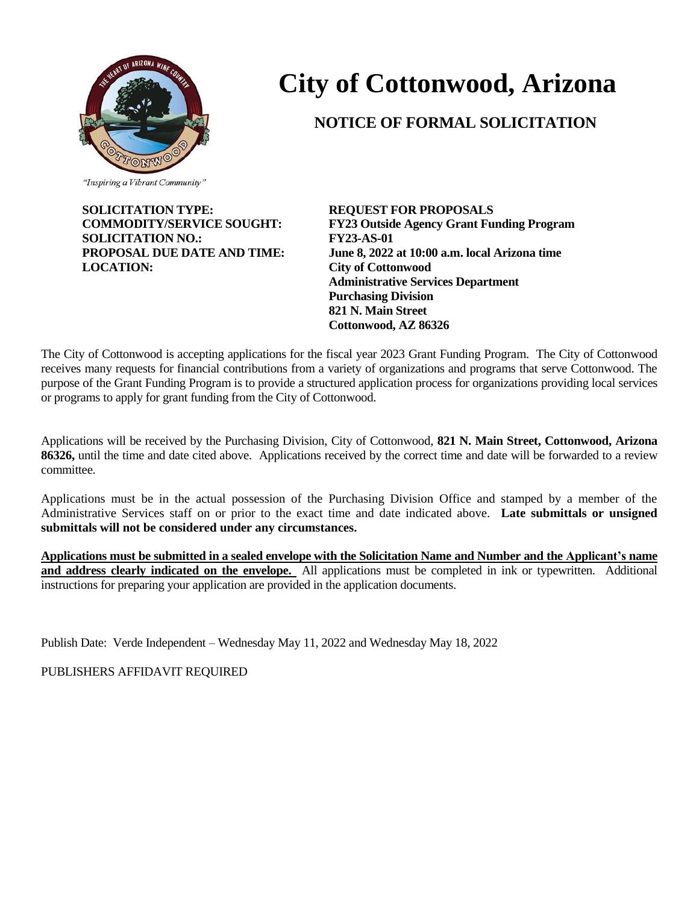# City of Cottonwood, Arizona

## NOTICE OF FORMAL SOLICITATION

*"Inspiring a Vibrant Community"*

| | |
|---|---|
| **SOLICITATION TYPE:** | **REQUEST FOR PROPOSALS** |
| **COMMODITY/SERVICE SOUGHT:** | **FY23 Outside Agency Grant Funding Program** |
| **SOLICITATION NO.:** | **FY23-AS-01** |
| **PROPOSAL DUE DATE AND TIME:** | **June 8, 2022 at 10:00 a.m. local Arizona time** |
| **LOCATION:** | **City of Cottonwood**<br>**Administrative Services Department**<br>**Purchasing Division**<br>**821 N. Main Street**<br>**Cottonwood, AZ 86326** |

The City of Cottonwood is accepting applications for the fiscal year 2023 Grant Funding Program. The City of Cottonwood receives many requests for financial contributions from a variety of organizations and programs that serve Cottonwood. The purpose of the Grant Funding Program is to provide a structured application process for organizations providing local services or programs to apply for grant funding from the City of Cottonwood.

Applications will be received by the Purchasing Division, City of Cottonwood, **821 N. Main Street, Cottonwood, Arizona 86326,** until the time and date cited above. Applications received by the correct time and date will be forwarded to a review committee.

Applications must be in the actual possession of the Purchasing Division Office and stamped by a member of the Administrative Services staff on or prior to the exact time and date indicated above. **Late submittals or unsigned submittals will not be considered under any circumstances.**

**Applications must be submitted in a sealed envelope with the Solicitation Name and Number and the Applicant's name and address clearly indicated on the envelope.** All applications must be completed in ink or typewritten. Additional instructions for preparing your application are provided in the application documents.

Publish Date: Verde Independent – Wednesday May 11, 2022 and Wednesday May 18, 2022

PUBLISHERS AFFIDAVIT REQUIRED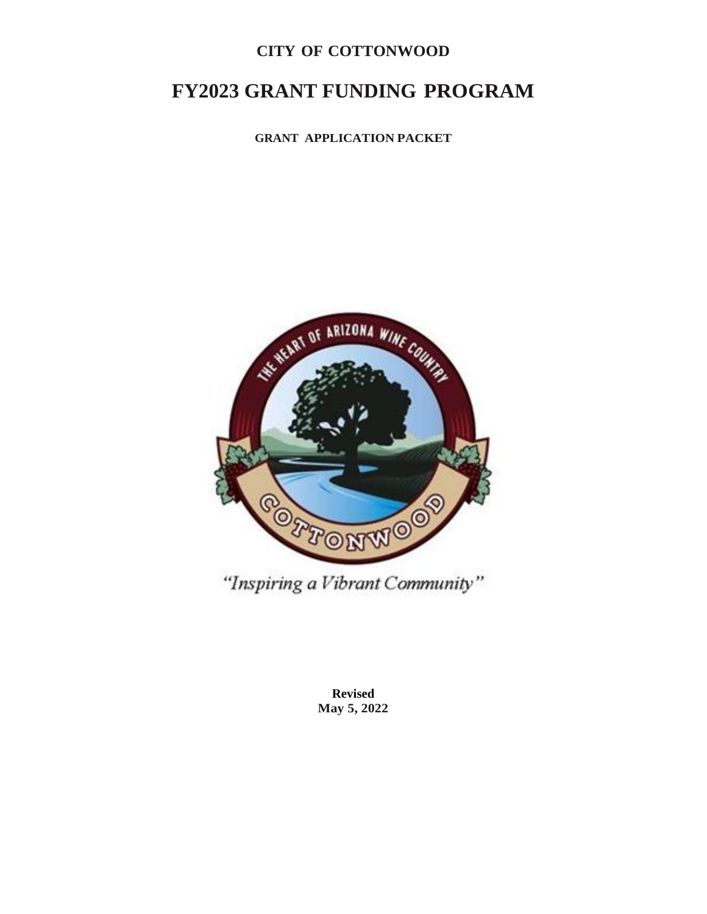**CITY OF COTTONWOOD**

# FY2023 GRANT FUNDING PROGRAM

**GRANT APPLICATION PACKET**

"Inspiring a Vibrant Community"

**Revised**
**May 5, 2022**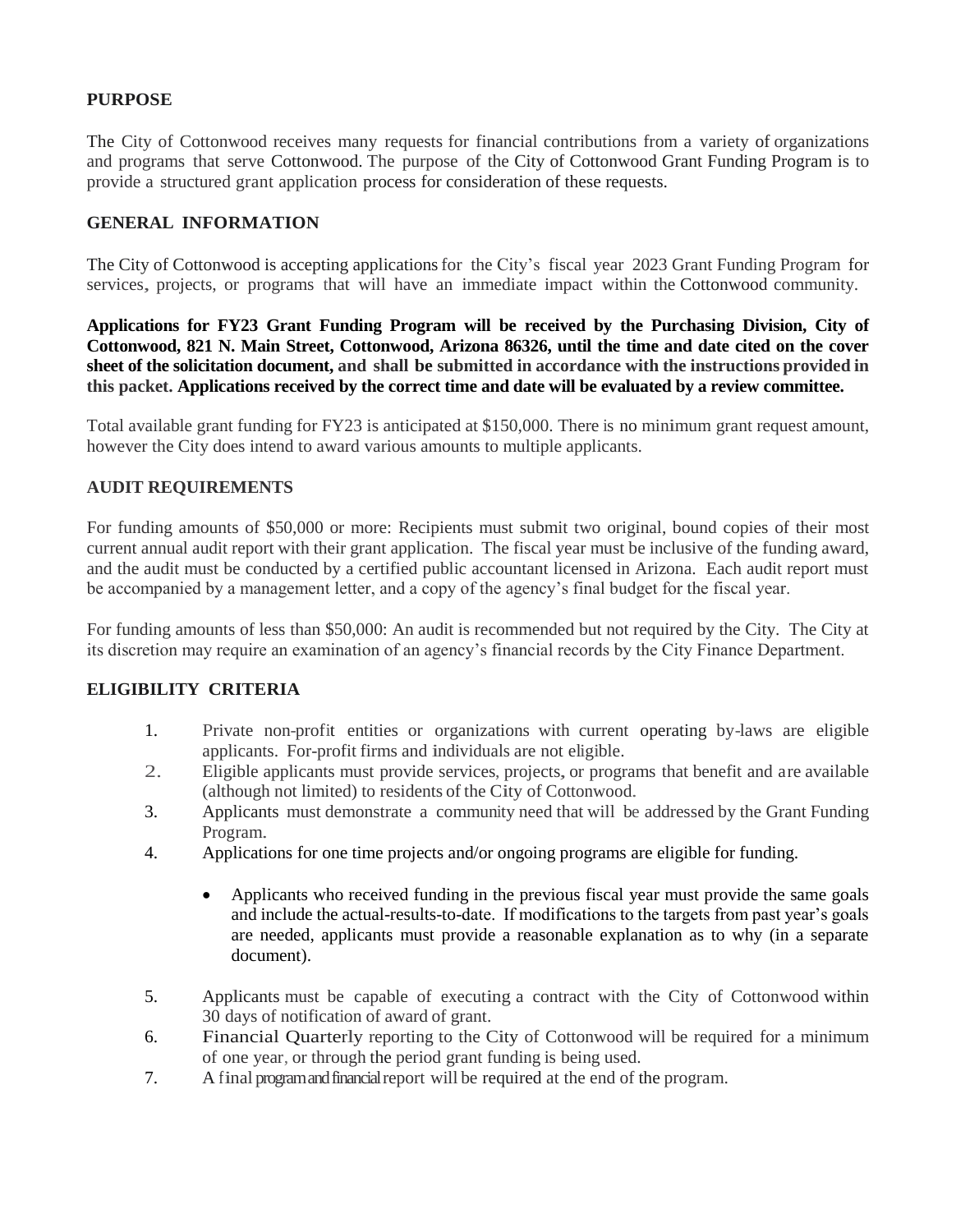## PURPOSE

The City of Cottonwood receives many requests for financial contributions from a variety of organizations and programs that serve Cottonwood. The purpose of the City of Cottonwood Grant Funding Program is to provide a structured grant application process for consideration of these requests.

## GENERAL INFORMATION

The City of Cottonwood is accepting applications for the City's fiscal year 2023 Grant Funding Program for services, projects, or programs that will have an immediate impact within the Cottonwood community.

**Applications for FY23 Grant Funding Program will be received by the Purchasing Division, City of Cottonwood, 821 N. Main Street, Cottonwood, Arizona 86326, until the time and date cited on the cover sheet of the solicitation document, and shall be submitted in accordance with the instructions provided in this packet. Applications received by the correct time and date will be evaluated by a review committee.**

Total available grant funding for FY23 is anticipated at $150,000. There is no minimum grant request amount, however the City does intend to award various amounts to multiple applicants.

## AUDIT REQUIREMENTS

For funding amounts of $50,000 or more: Recipients must submit two original, bound copies of their most current annual audit report with their grant application. The fiscal year must be inclusive of the funding award, and the audit must be conducted by a certified public accountant licensed in Arizona. Each audit report must be accompanied by a management letter, and a copy of the agency's final budget for the fiscal year.

For funding amounts of less than $50,000: An audit is recommended but not required by the City. The City at its discretion may require an examination of an agency's financial records by the City Finance Department.

## ELIGIBILITY CRITERIA

1. Private non-profit entities or organizations with current operating by-laws are eligible applicants. For-profit firms and individuals are not eligible.
2. Eligible applicants must provide services, projects, or programs that benefit and are available (although not limited) to residents of the City of Cottonwood.
3. Applicants must demonstrate a community need that will be addressed by the Grant Funding Program.
4. Applications for one time projects and/or ongoing programs are eligible for funding.

    - Applicants who received funding in the previous fiscal year must provide the same goals and include the actual-results-to-date. If modifications to the targets from past year's goals are needed, applicants must provide a reasonable explanation as to why (in a separate document).

5. Applicants must be capable of executing a contract with the City of Cottonwood within 30 days of notification of award of grant.
6. Financial Quarterly reporting to the City of Cottonwood will be required for a minimum of one year, or through the period grant funding is being used.
7. A final program and financial report will be required at the end of the program.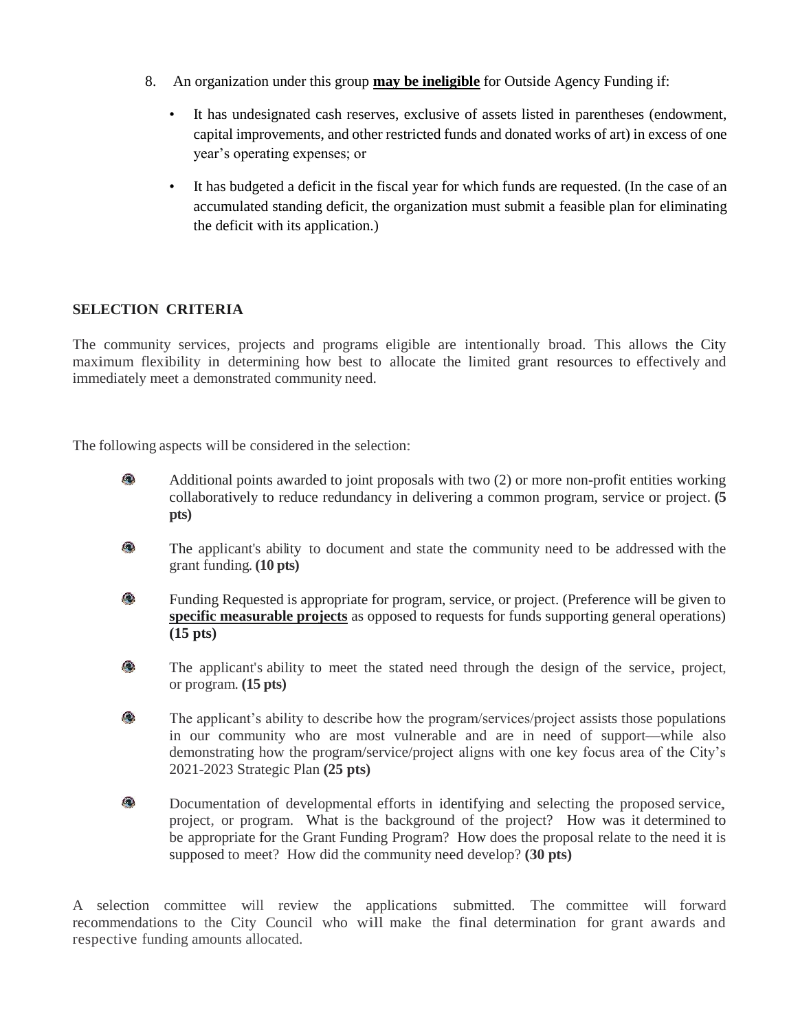8. An organization under this group **<u>may be ineligible</u>** for Outside Agency Funding if:

   - It has undesignated cash reserves, exclusive of assets listed in parentheses (endowment, capital improvements, and other restricted funds and donated works of art) in excess of one year's operating expenses; or

   - It has budgeted a deficit in the fiscal year for which funds are requested. (In the case of an accumulated standing deficit, the organization must submit a feasible plan for eliminating the deficit with its application.)

## SELECTION CRITERIA

The community services, projects and programs eligible are intentionally broad. This allows the City maximum flexibility in determining how best to allocate the limited grant resources to effectively and immediately meet a demonstrated community need.

The following aspects will be considered in the selection:

- Additional points awarded to joint proposals with two (2) or more non-profit entities working collaboratively to reduce redundancy in delivering a common program, service or project. **(5 pts)**

- The applicant's ability to document and state the community need to be addressed with the grant funding. **(10 pts)**

- Funding Requested is appropriate for program, service, or project. (Preference will be given to **<u>specific measurable projects</u>** as opposed to requests for funds supporting general operations) **(15 pts)**

- The applicant's ability to meet the stated need through the design of the service, project, or program. **(15 pts)**

- The applicant's ability to describe how the program/services/project assists those populations in our community who are most vulnerable and are in need of support—while also demonstrating how the program/service/project aligns with one key focus area of the City's 2021-2023 Strategic Plan **(25 pts)**

- Documentation of developmental efforts in identifying and selecting the proposed service, project, or program. What is the background of the project? How was it determined to be appropriate for the Grant Funding Program? How does the proposal relate to the need it is supposed to meet? How did the community need develop? **(30 pts)**

A selection committee will review the applications submitted. The committee will forward recommendations to the City Council who will make the final determination for grant awards and respective funding amounts allocated.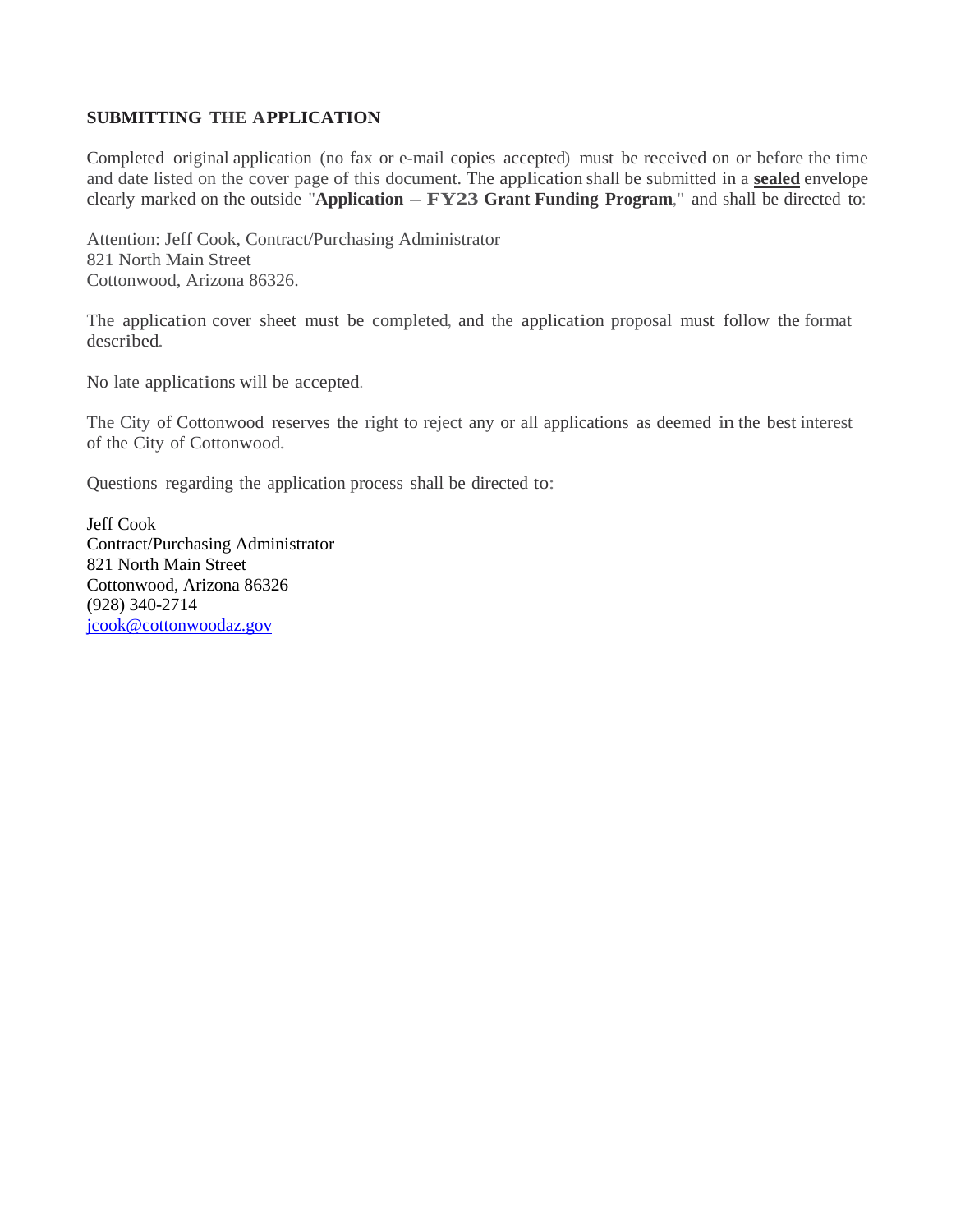## SUBMITTING THE APPLICATION

Completed original application (no fax or e-mail copies accepted) must be received on or before the time and date listed on the cover page of this document. The application shall be submitted in a **sealed** envelope clearly marked on the outside "**Application – FY23 Grant Funding Program**," and shall be directed to:

Attention: Jeff Cook, Contract/Purchasing Administrator
821 North Main Street
Cottonwood, Arizona 86326.

The application cover sheet must be completed, and the application proposal must follow the format described.

No late applications will be accepted.

The City of Cottonwood reserves the right to reject any or all applications as deemed in the best interest of the City of Cottonwood.

Questions regarding the application process shall be directed to:

Jeff Cook
Contract/Purchasing Administrator
821 North Main Street
Cottonwood, Arizona 86326
(928) 340-2714
jcook@cottonwoodaz.gov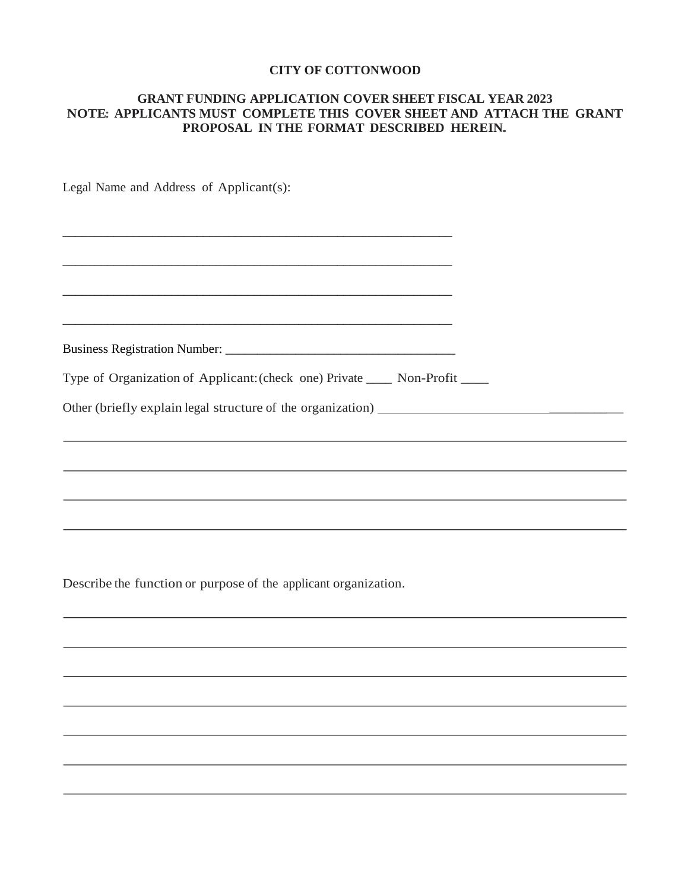**CITY OF COTTONWOOD**

**GRANT FUNDING APPLICATION COVER SHEET FISCAL YEAR 2023**
**NOTE: APPLICANTS MUST COMPLETE THIS COVER SHEET AND ATTACH THE GRANT PROPOSAL IN THE FORMAT DESCRIBED HEREIN.**

Legal Name and Address of Applicant(s):

____________________________________________________________

____________________________________________________________

____________________________________________________________

____________________________________________________________

Business Registration Number: ___________________________________

Type of Organization of Applicant: (check one) Private ____ Non-Profit ____

Other (briefly explain legal structure of the organization) ______________________________

________________________________________________________________________________

________________________________________________________________________________

________________________________________________________________________________

________________________________________________________________________________

Describe the function or purpose of the applicant organization.

________________________________________________________________________________

________________________________________________________________________________

________________________________________________________________________________

________________________________________________________________________________

________________________________________________________________________________

________________________________________________________________________________

________________________________________________________________________________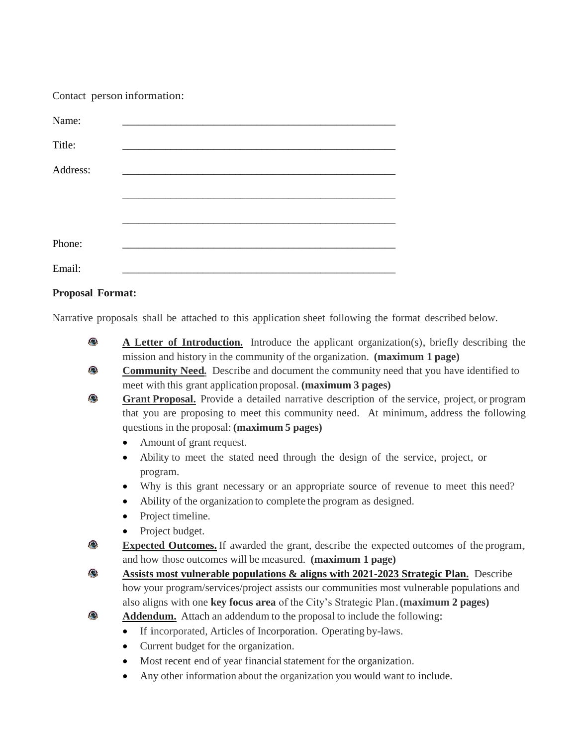Contact person information:

Name: ____________________________________________________

Title: ____________________________________________________

Address: ____________________________________________________

____________________________________________________

____________________________________________________

Phone: ____________________________________________________

Email: ____________________________________________________

**Proposal Format:**

Narrative proposals shall be attached to this application sheet following the format described below.

- **A Letter of Introduction.** Introduce the applicant organization(s), briefly describing the mission and history in the community of the organization. **(maximum 1 page)**
- **Community Need.** Describe and document the community need that you have identified to meet with this grant application proposal. **(maximum 3 pages)**
- **Grant Proposal.** Provide a detailed narrative description of the service, project, or program that you are proposing to meet this community need. At minimum, address the following questions in the proposal: **(maximum 5 pages)**
  - Amount of grant request.
  - Ability to meet the stated need through the design of the service, project, or program.
  - Why is this grant necessary or an appropriate source of revenue to meet this need?
  - Ability of the organization to complete the program as designed.
  - Project timeline.
  - Project budget.
- **Expected Outcomes.** If awarded the grant, describe the expected outcomes of the program, and how those outcomes will be measured. **(maximum 1 page)**
- **Assists most vulnerable populations & aligns with 2021-2023 Strategic Plan.** Describe how your program/services/project assists our communities most vulnerable populations and also aligns with one **key focus area** of the City's Strategic Plan. **(maximum 2 pages)**
- **Addendum.** Attach an addendum to the proposal to include the following:
  - If incorporated, Articles of Incorporation. Operating by-laws.
  - Current budget for the organization.
  - Most recent end of year financial statement for the organization.
  - Any other information about the organization you would want to include.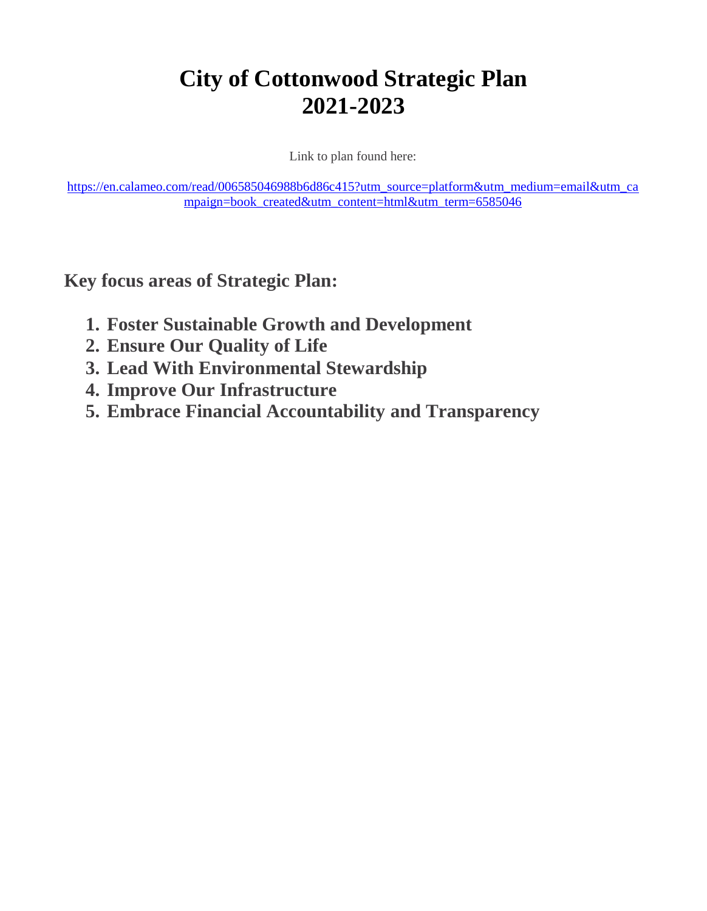# City of Cottonwood Strategic Plan 2021-2023

Link to plan found here:

https://en.calameo.com/read/006585046988b6d86c415?utm_source=platform&utm_medium=email&utm_campaign=book_created&utm_content=html&utm_term=6585046

## Key focus areas of Strategic Plan:

1. **Foster Sustainable Growth and Development**
2. **Ensure Our Quality of Life**
3. **Lead With Environmental Stewardship**
4. **Improve Our Infrastructure**
5. **Embrace Financial Accountability and Transparency**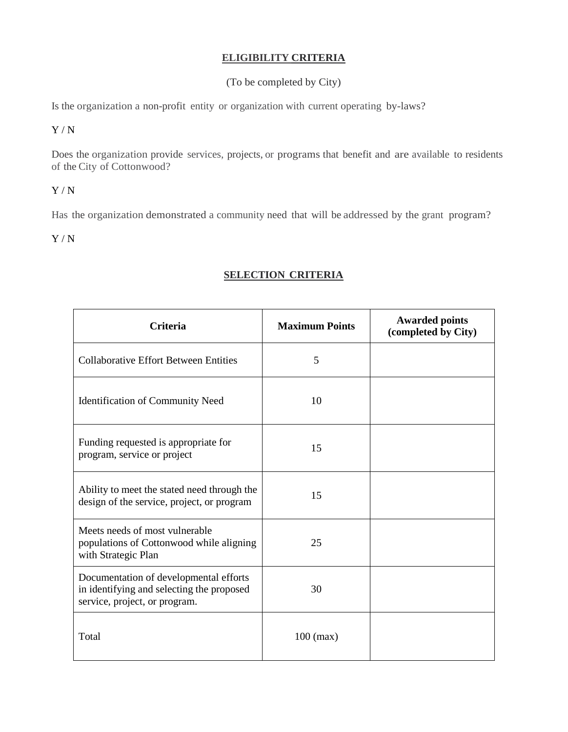## **ELIGIBILITY CRITERIA**

(To be completed by City)

Is the organization a non-profit entity or organization with current operating by-laws?

Y / N

Does the organization provide services, projects, or programs that benefit and are available to residents of the City of Cottonwood?

Y / N

Has the organization demonstrated a community need that will be addressed by the grant program?

Y / N

## **SELECTION CRITERIA**

| Criteria | Maximum Points | Awarded points (completed by City) |
|---|---|---|
| Collaborative Effort Between Entities | 5 | |
| Identification of Community Need | 10 | |
| Funding requested is appropriate for program, service or project | 15 | |
| Ability to meet the stated need through the design of the service, project, or program | 15 | |
| Meets needs of most vulnerable populations of Cottonwood while aligning with Strategic Plan | 25 | |
| Documentation of developmental efforts in identifying and selecting the proposed service, project, or program. | 30 | |
| Total | 100 (max) | |